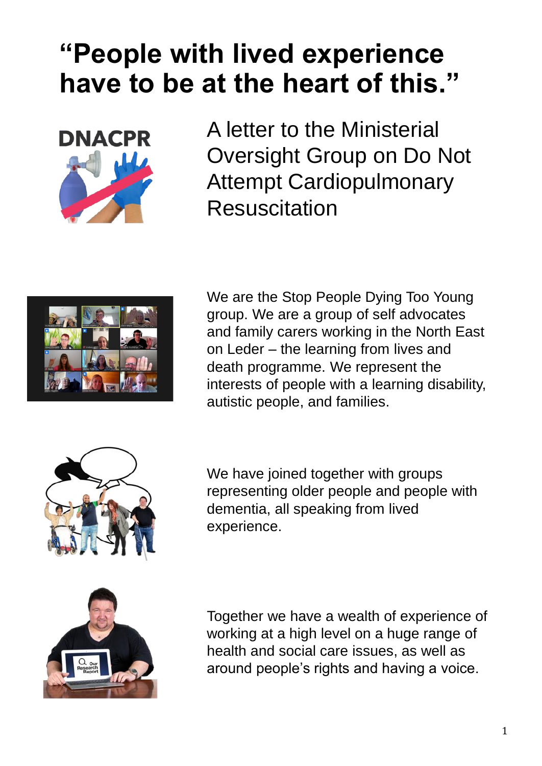# "People with lived experience have to be at the heart of this."

A letter to the Ministerial Oversight Group on Do Not Attempt Cardiopulmonary Resuscitation

We are the Stop People Dying Too Young group. We are a group of self advocates and family carers working in the North East on Leder – the learning from lives and death programme. We represent the interests of people with a learning disability, autistic people, and families.

We have joined together with groups representing older people and people with dementia, all speaking from lived experience.

Together we have a wealth of experience of working at a high level on a huge range of health and social care issues, as well as around people's rights and having a voice.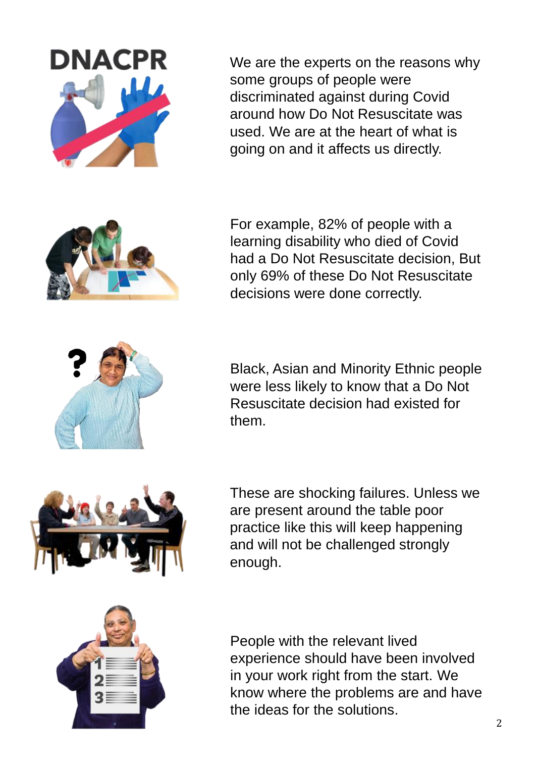We are the experts on the reasons why some groups of people were discriminated against during Covid around how Do Not Resuscitate was used. We are at the heart of what is going on and it affects us directly.

For example, 82% of people with a learning disability who died of Covid had a Do Not Resuscitate decision, But only 69% of these Do Not Resuscitate decisions were done correctly.

Black, Asian and Minority Ethnic people were less likely to know that a Do Not Resuscitate decision had existed for them.

These are shocking failures. Unless we are present around the table poor practice like this will keep happening and will not be challenged strongly enough.

People with the relevant lived experience should have been involved in your work right from the start. We know where the problems are and have the ideas for the solutions.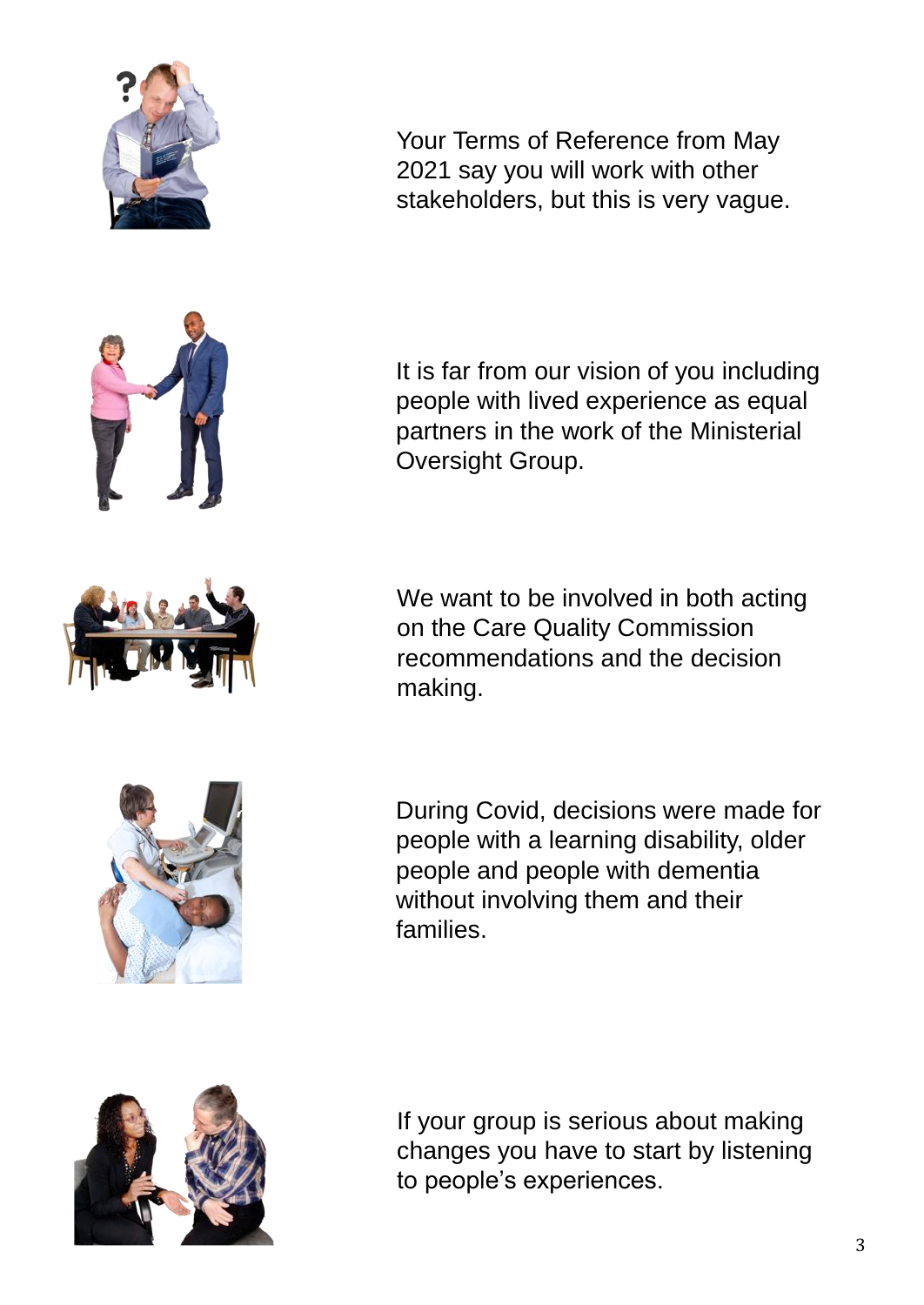Your Terms of Reference from May 2021 say you will work with other stakeholders, but this is very vague.

It is far from our vision of you including people with lived experience as equal partners in the work of the Ministerial Oversight Group.

We want to be involved in both acting on the Care Quality Commission recommendations and the decision making.

During Covid, decisions were made for people with a learning disability, older people and people with dementia without involving them and their families.

If your group is serious about making changes you have to start by listening to people's experiences.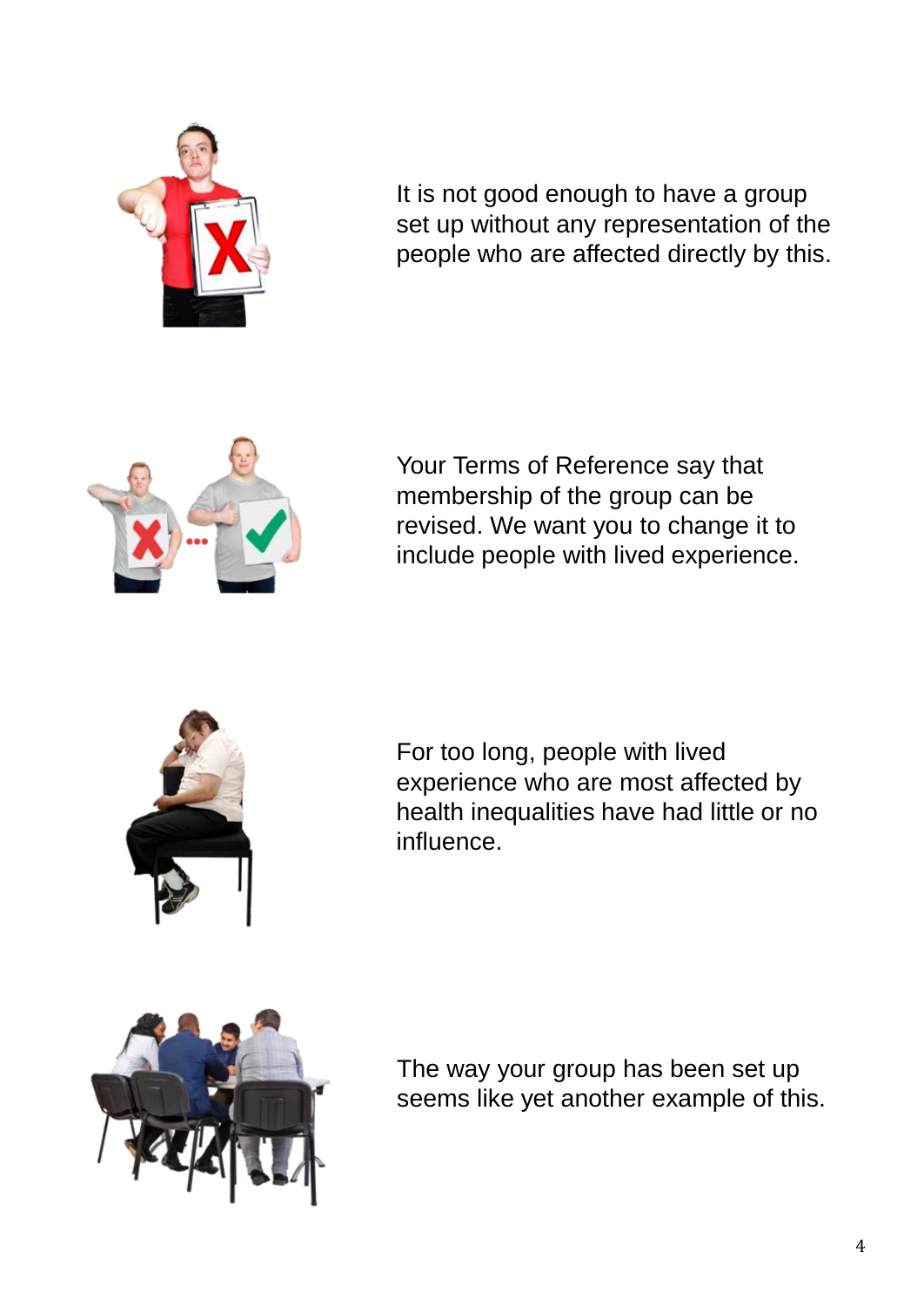It is not good enough to have a group set up without any representation of the people who are affected directly by this.

Your Terms of Reference say that membership of the group can be revised. We want you to change it to include people with lived experience.

For too long, people with lived experience who are most affected by health inequalities have had little or no influence.

The way your group has been set up seems like yet another example of this.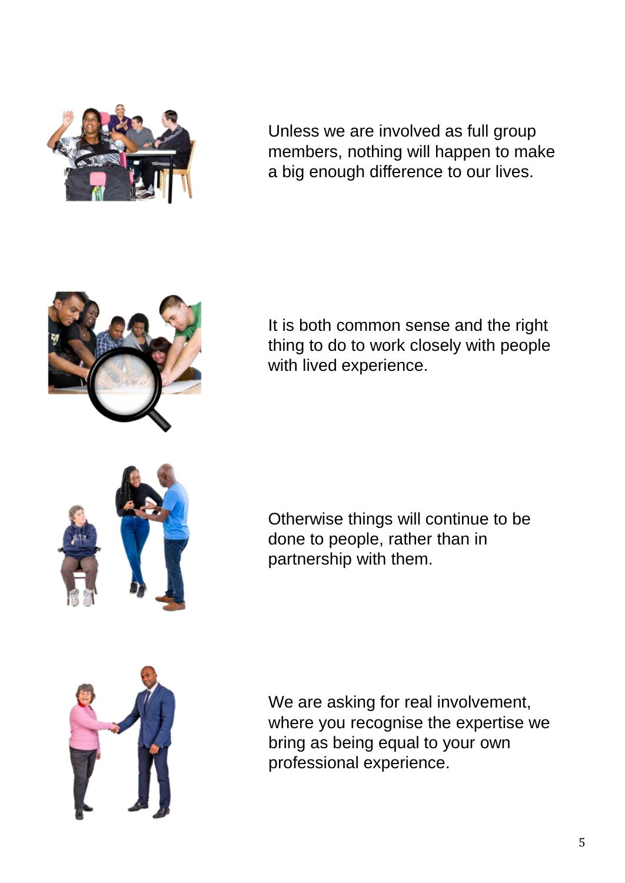Unless we are involved as full group members, nothing will happen to make a big enough difference to our lives.

It is both common sense and the right thing to do to work closely with people with lived experience.

Otherwise things will continue to be done to people, rather than in partnership with them.

We are asking for real involvement, where you recognise the expertise we bring as being equal to your own professional experience.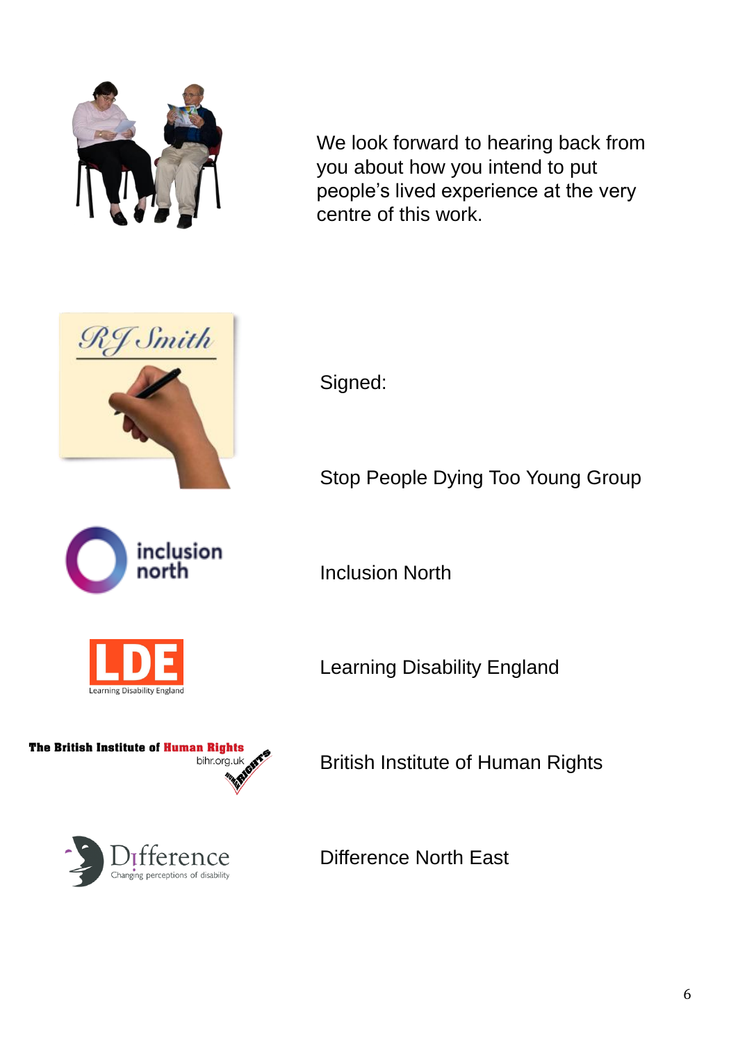We look forward to hearing back from you about how you intend to put people's lived experience at the very centre of this work.

Signed:

Stop People Dying Too Young Group

Inclusion North

Learning Disability England

British Institute of Human Rights

Difference North East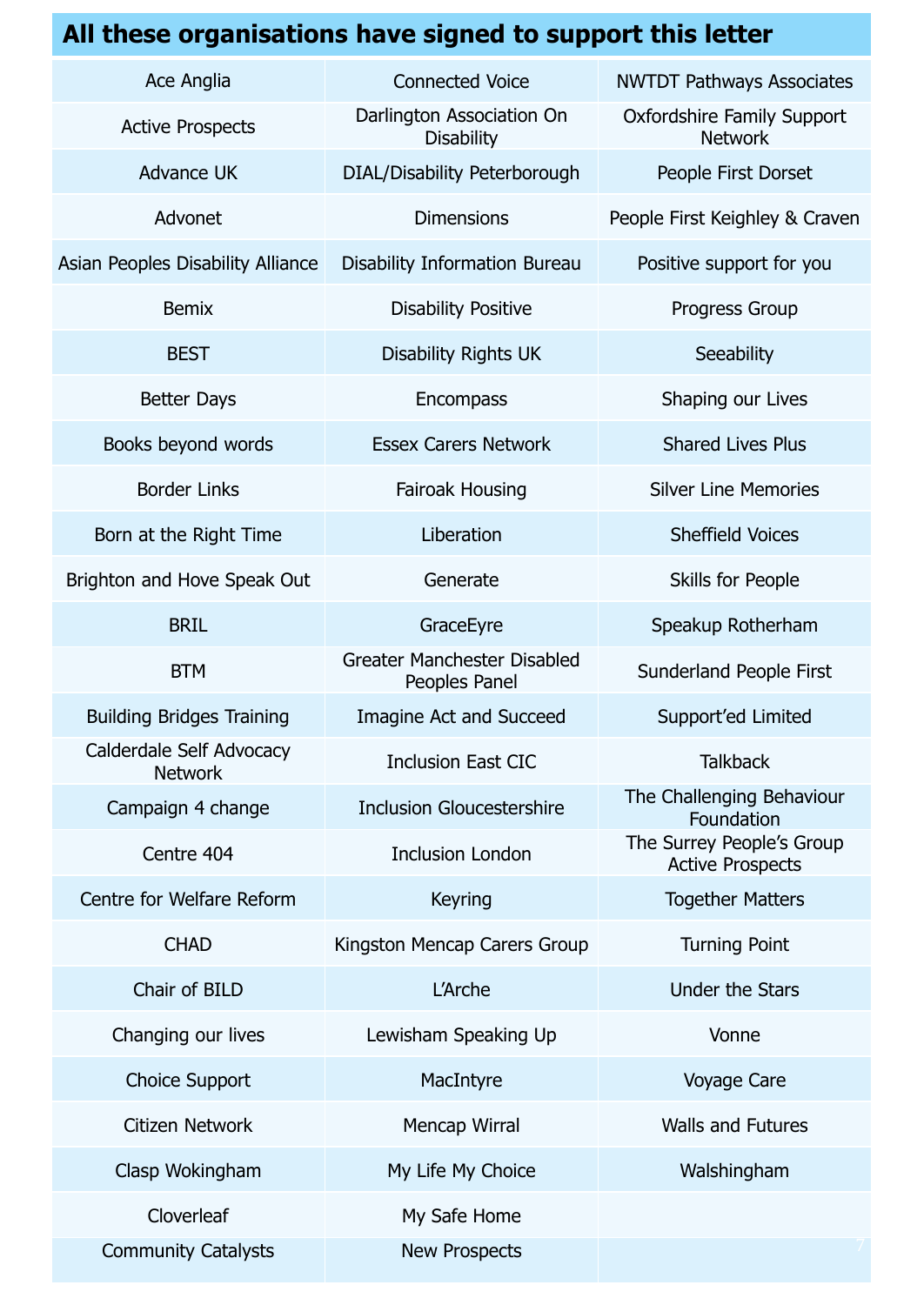# All these organisations have signed to support this letter

| | | |
|---|---|---|
| Ace Anglia | Connected Voice | NWTDT Pathways Associates |
| Active Prospects | Darlington Association On Disability | Oxfordshire Family Support Network |
| Advance UK | DIAL/Disability Peterborough | People First Dorset |
| Advonet | Dimensions | People First Keighley & Craven |
| Asian Peoples Disability Alliance | Disability Information Bureau | Positive support for you |
| Bemix | Disability Positive | Progress Group |
| BEST | Disability Rights UK | Seeability |
| Better Days | Encompass | Shaping our Lives |
| Books beyond words | Essex Carers Network | Shared Lives Plus |
| Border Links | Fairoak Housing | Silver Line Memories |
| Born at the Right Time | Liberation | Sheffield Voices |
| Brighton and Hove Speak Out | Generate | Skills for People |
| BRIL | GraceEyre | Speakup Rotherham |
| BTM | Greater Manchester Disabled Peoples Panel | Sunderland People First |
| Building Bridges Training | Imagine Act and Succeed | Support'ed Limited |
| Calderdale Self Advocacy Network | Inclusion East CIC | Talkback |
| Campaign 4 change | Inclusion Gloucestershire | The Challenging Behaviour Foundation |
| Centre 404 | Inclusion London | The Surrey People's Group Active Prospects |
| Centre for Welfare Reform | Keyring | Together Matters |
| CHAD | Kingston Mencap Carers Group | Turning Point |
| Chair of BILD | L'Arche | Under the Stars |
| Changing our lives | Lewisham Speaking Up | Vonne |
| Choice Support | MacIntyre | Voyage Care |
| Citizen Network | Mencap Wirral | Walls and Futures |
| Clasp Wokingham | My Life My Choice | Walshingham |
| Cloverleaf | My Safe Home | |
| Community Catalysts | New Prospects | |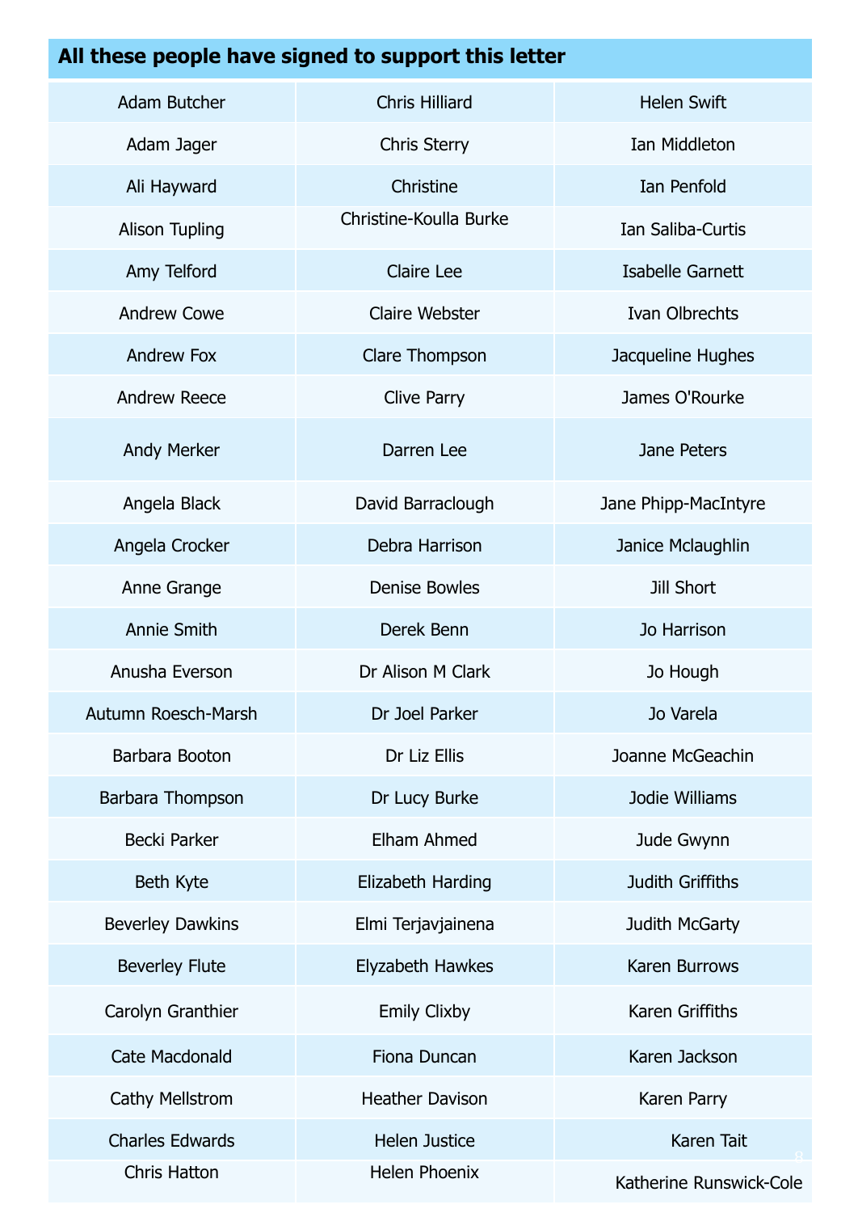| All these people have signed to support this letter | | |
|---|---|---|
| Adam Butcher | Chris Hilliard | Helen Swift |
| Adam Jager | Chris Sterry | Ian Middleton |
| Ali Hayward | Christine | Ian Penfold |
| Alison Tupling | Christine-Koulla Burke | Ian Saliba-Curtis |
| Amy Telford | Claire Lee | Isabelle Garnett |
| Andrew Cowe | Claire Webster | Ivan Olbrechts |
| Andrew Fox | Clare Thompson | Jacqueline Hughes |
| Andrew Reece | Clive Parry | James O'Rourke |
| Andy Merker | Darren Lee | Jane Peters |
| Angela Black | David Barraclough | Jane Phipp-MacIntyre |
| Angela Crocker | Debra Harrison | Janice Mclaughlin |
| Anne Grange | Denise Bowles | Jill Short |
| Annie Smith | Derek Benn | Jo Harrison |
| Anusha Everson | Dr Alison M Clark | Jo Hough |
| Autumn Roesch-Marsh | Dr Joel Parker | Jo Varela |
| Barbara Booton | Dr Liz Ellis | Joanne McGeachin |
| Barbara Thompson | Dr Lucy Burke | Jodie Williams |
| Becki Parker | Elham Ahmed | Jude Gwynn |
| Beth Kyte | Elizabeth Harding | Judith Griffiths |
| Beverley Dawkins | Elmi Terjavjainena | Judith McGarty |
| Beverley Flute | Elyzabeth Hawkes | Karen Burrows |
| Carolyn Granthier | Emily Clixby | Karen Griffiths |
| Cate Macdonald | Fiona Duncan | Karen Jackson |
| Cathy Mellstrom | Heather Davison | Karen Parry |
| Charles Edwards | Helen Justice | Karen Tait |
| Chris Hatton | Helen Phoenix | Katherine Runswick-Cole |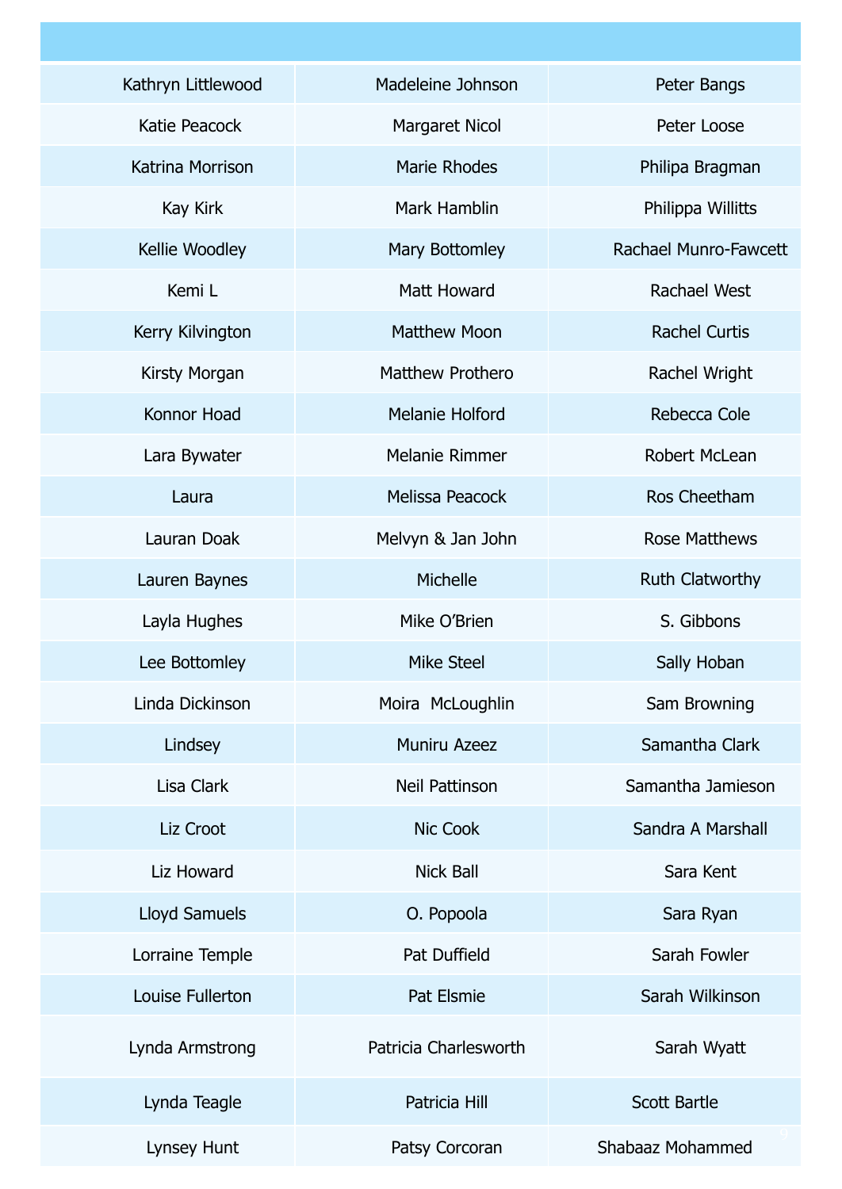| | | |
|---|---|---|
| Kathryn Littlewood | Madeleine Johnson | Peter Bangs |
| Katie Peacock | Margaret Nicol | Peter Loose |
| Katrina Morrison | Marie Rhodes | Philipa Bragman |
| Kay Kirk | Mark Hamblin | Philippa Willitts |
| Kellie Woodley | Mary Bottomley | Rachael Munro-Fawcett |
| Kemi L | Matt Howard | Rachael West |
| Kerry Kilvington | Matthew Moon | Rachel Curtis |
| Kirsty Morgan | Matthew Prothero | Rachel Wright |
| Konnor Hoad | Melanie Holford | Rebecca Cole |
| Lara Bywater | Melanie Rimmer | Robert McLean |
| Laura | Melissa Peacock | Ros Cheetham |
| Lauran Doak | Melvyn & Jan John | Rose Matthews |
| Lauren Baynes | Michelle | Ruth Clatworthy |
| Layla Hughes | Mike O'Brien | S. Gibbons |
| Lee Bottomley | Mike Steel | Sally Hoban |
| Linda Dickinson | Moira McLoughlin | Sam Browning |
| Lindsey | Muniru Azeez | Samantha Clark |
| Lisa Clark | Neil Pattinson | Samantha Jamieson |
| Liz Croot | Nic Cook | Sandra A Marshall |
| Liz Howard | Nick Ball | Sara Kent |
| Lloyd Samuels | O. Popoola | Sara Ryan |
| Lorraine Temple | Pat Duffield | Sarah Fowler |
| Louise Fullerton | Pat Elsmie | Sarah Wilkinson |
| Lynda Armstrong | Patricia Charlesworth | Sarah Wyatt |
| Lynda Teagle | Patricia Hill | Scott Bartle |
| Lynsey Hunt | Patsy Corcoran | Shabaaz Mohammed |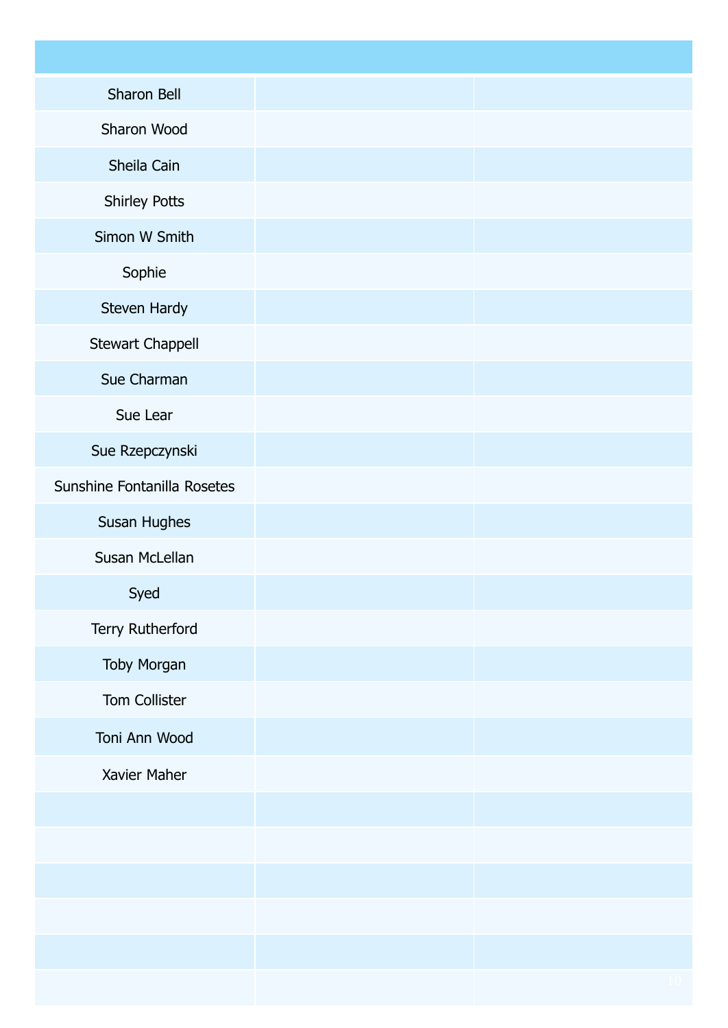| | | |
|---|---|---|
| Sharon Bell | | |
| Sharon Wood | | |
| Sheila Cain | | |
| Shirley Potts | | |
| Simon W Smith | | |
| Sophie | | |
| Steven Hardy | | |
| Stewart Chappell | | |
| Sue Charman | | |
| Sue Lear | | |
| Sue Rzepczynski | | |
| Sunshine Fontanilla Rosetes | | |
| Susan Hughes | | |
| Susan McLellan | | |
| Syed | | |
| Terry Rutherford | | |
| Toby Morgan | | |
| Tom Collister | | |
| Toni Ann Wood | | |
| Xavier Maher | | |
| | | |
| | | |
| | | |
| | | |
| | | |
| | | |